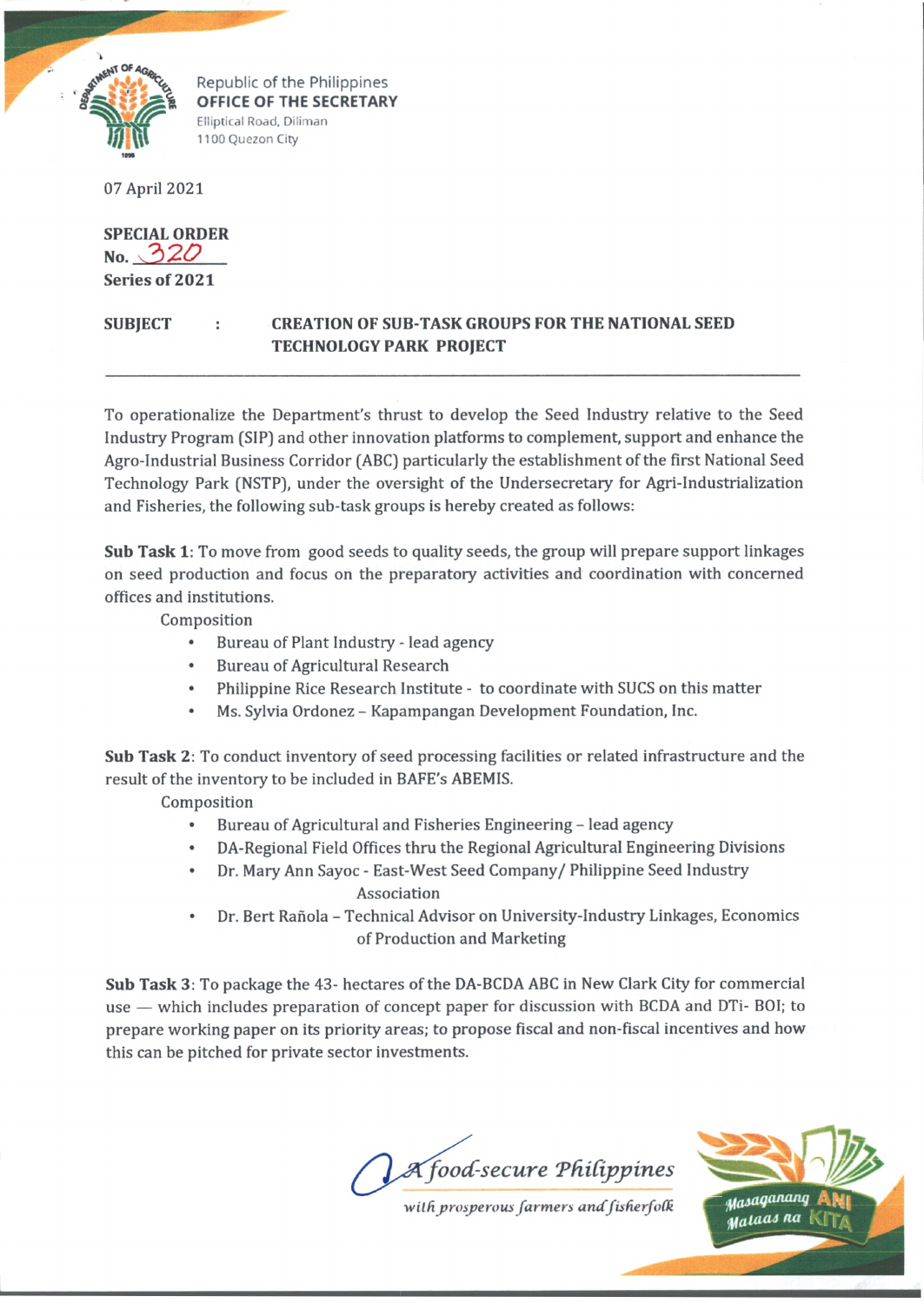Republic of the Philippines
**OFFICE OF THE SECRETARY**
Elliptical Road, Diliman
1100 Quezon City

07 April 2021

**SPECIAL ORDER**
**No.** 320
**Series of 2021**

**SUBJECT : CREATION OF SUB-TASK GROUPS FOR THE NATIONAL SEED TECHNOLOGY PARK PROJECT**

---

To operationalize the Department's thrust to develop the Seed Industry relative to the Seed Industry Program (SIP) and other innovation platforms to complement, support and enhance the Agro-Industrial Business Corridor (ABC) particularly the establishment of the first National Seed Technology Park (NSTP), under the oversight of the Undersecretary for Agri-Industrialization and Fisheries, the following sub-task groups is hereby created as follows:

**Sub Task 1**: To move from good seeds to quality seeds, the group will prepare support linkages on seed production and focus on the preparatory activities and coordination with concerned offices and institutions.

Composition

- Bureau of Plant Industry - lead agency
- Bureau of Agricultural Research
- Philippine Rice Research Institute - to coordinate with SUCS on this matter
- Ms. Sylvia Ordonez – Kapampangan Development Foundation, Inc.

**Sub Task 2**: To conduct inventory of seed processing facilities or related infrastructure and the result of the inventory to be included in BAFE's ABEMIS.

Composition

- Bureau of Agricultural and Fisheries Engineering – lead agency
- DA-Regional Field Offices thru the Regional Agricultural Engineering Divisions
- Dr. Mary Ann Sayoc - East-West Seed Company/ Philippine Seed Industry Association
- Dr. Bert Rañola – Technical Advisor on University-Industry Linkages, Economics of Production and Marketing

**Sub Task 3**: To package the 43- hectares of the DA-BCDA ABC in New Clark City for commercial use — which includes preparation of concept paper for discussion with BCDA and DTi- BOI; to prepare working paper on its priority areas; to propose fiscal and non-fiscal incentives and how this can be pitched for private sector investments.

*A food-secure Philippines*
*with prosperous farmers and fisherfolk*

Masaganang ANI Mataas na KITA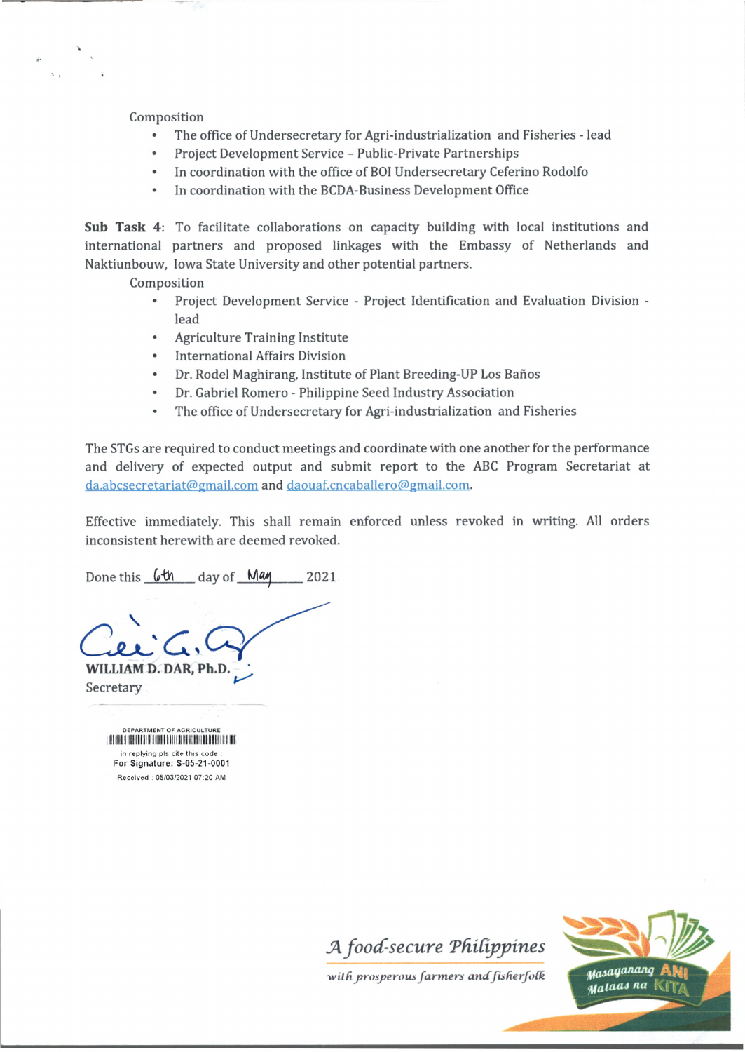Composition

- The office of Undersecretary for Agri-industrialization and Fisheries - lead
- Project Development Service – Public-Private Partnerships
- In coordination with the office of BOI Undersecretary Ceferino Rodolfo
- In coordination with the BCDA-Business Development Office

**Sub Task 4**: To facilitate collaborations on capacity building with local institutions and international partners and proposed linkages with the Embassy of Netherlands and Naktiunbouw, Iowa State University and other potential partners.

Composition

- Project Development Service - Project Identification and Evaluation Division - lead
- Agriculture Training Institute
- International Affairs Division
- Dr. Rodel Maghirang, Institute of Plant Breeding-UP Los Baños
- Dr. Gabriel Romero - Philippine Seed Industry Association
- The office of Undersecretary for Agri-industrialization and Fisheries

The STGs are required to conduct meetings and coordinate with one another for the performance and delivery of expected output and submit report to the ABC Program Secretariat at da.abcsecretariat@gmail.com and daouaf.cncaballero@gmail.com.

Effective immediately. This shall remain enforced unless revoked in writing. All orders inconsistent herewith are deemed revoked.

Done this 6th day of May 2021

**WILLIAM D. DAR, Ph.D.**
Secretary

DEPARTMENT OF AGRICULTURE
in replying pls cite this code :
For Signature: S-05-21-0001
Received : 05/03/2021 07:20 AM

*A food-secure Philippines*
*with prosperous farmers and fisherfolk*

Masaganang ANI Mataas na KITA